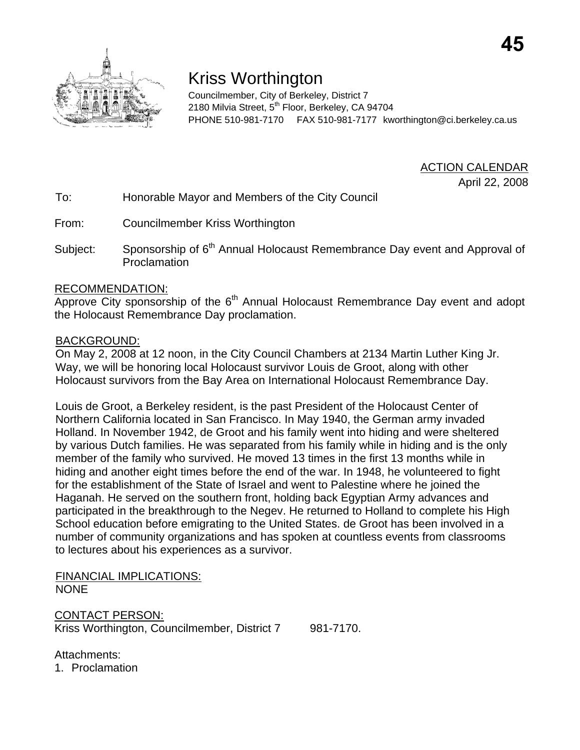# Kriss Worthington

Councilmember, City of Berkeley, District 7
2180 Milvia Street, 5th Floor, Berkeley, CA 94704
PHONE 510-981-7170 FAX 510-981-7177 kworthington@ci.berkeley.ca.us

ACTION CALENDAR
April 22, 2008

To: Honorable Mayor and Members of the City Council

From: Councilmember Kriss Worthington

Subject: Sponsorship of 6th Annual Holocaust Remembrance Day event and Approval of Proclamation

## RECOMMENDATION:

Approve City sponsorship of the 6th Annual Holocaust Remembrance Day event and adopt the Holocaust Remembrance Day proclamation.

## BACKGROUND:

On May 2, 2008 at 12 noon, in the City Council Chambers at 2134 Martin Luther King Jr. Way, we will be honoring local Holocaust survivor Louis de Groot, along with other Holocaust survivors from the Bay Area on International Holocaust Remembrance Day.

Louis de Groot, a Berkeley resident, is the past President of the Holocaust Center of Northern California located in San Francisco. In May 1940, the German army invaded Holland. In November 1942, de Groot and his family went into hiding and were sheltered by various Dutch families. He was separated from his family while in hiding and is the only member of the family who survived. He moved 13 times in the first 13 months while in hiding and another eight times before the end of the war. In 1948, he volunteered to fight for the establishment of the State of Israel and went to Palestine where he joined the Haganah. He served on the southern front, holding back Egyptian Army advances and participated in the breakthrough to the Negev. He returned to Holland to complete his High School education before emigrating to the United States. de Groot has been involved in a number of community organizations and has spoken at countless events from classrooms to lectures about his experiences as a survivor.

## FINANCIAL IMPLICATIONS:

NONE

## CONTACT PERSON:

Kriss Worthington, Councilmember, District 7 981-7170.

Attachments:

1. Proclamation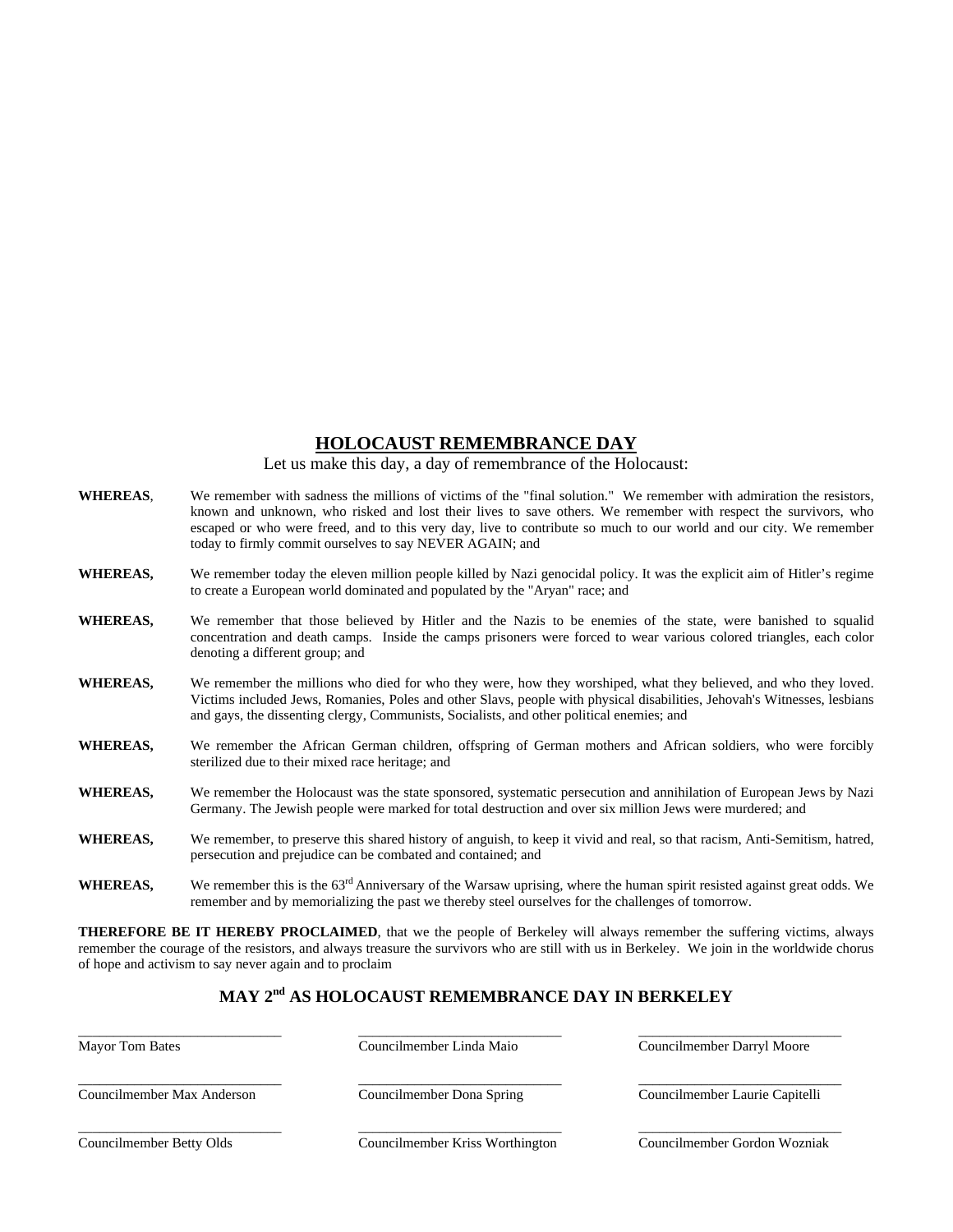# HOLOCAUST REMEMBRANCE DAY

Let us make this day, a day of remembrance of the Holocaust:

**WHEREAS**, We remember with sadness the millions of victims of the "final solution." We remember with admiration the resistors, known and unknown, who risked and lost their lives to save others. We remember with respect the survivors, who escaped or who were freed, and to this very day, live to contribute so much to our world and our city. We remember today to firmly commit ourselves to say NEVER AGAIN; and

**WHEREAS,** We remember today the eleven million people killed by Nazi genocidal policy. It was the explicit aim of Hitler's regime to create a European world dominated and populated by the "Aryan" race; and

**WHEREAS,** We remember that those believed by Hitler and the Nazis to be enemies of the state, were banished to squalid concentration and death camps. Inside the camps prisoners were forced to wear various colored triangles, each color denoting a different group; and

**WHEREAS,** We remember the millions who died for who they were, how they worshiped, what they believed, and who they loved. Victims included Jews, Romanies, Poles and other Slavs, people with physical disabilities, Jehovah's Witnesses, lesbians and gays, the dissenting clergy, Communists, Socialists, and other political enemies; and

**WHEREAS,** We remember the African German children, offspring of German mothers and African soldiers, who were forcibly sterilized due to their mixed race heritage; and

**WHEREAS,** We remember the Holocaust was the state sponsored, systematic persecution and annihilation of European Jews by Nazi Germany. The Jewish people were marked for total destruction and over six million Jews were murdered; and

**WHEREAS,** We remember, to preserve this shared history of anguish, to keep it vivid and real, so that racism, Anti-Semitism, hatred, persecution and prejudice can be combated and contained; and

**WHEREAS,** We remember this is the 63rd Anniversary of the Warsaw uprising, where the human spirit resisted against great odds. We remember and by memorializing the past we thereby steel ourselves for the challenges of tomorrow.

**THEREFORE BE IT HEREBY PROCLAIMED**, that we the people of Berkeley will always remember the suffering victims, always remember the courage of the resistors, and always treasure the survivors who are still with us in Berkeley. We join in the worldwide chorus of hope and activism to say never again and to proclaim

## MAY 2nd AS HOLOCAUST REMEMBRANCE DAY IN BERKELEY

| | | |
|---|---|---|
| ______________________ Mayor Tom Bates | ______________________ Councilmember Linda Maio | ______________________ Councilmember Darryl Moore |
| ______________________ Councilmember Max Anderson | ______________________ Councilmember Dona Spring | ______________________ Councilmember Laurie Capitelli |
| ______________________ Councilmember Betty Olds | ______________________ Councilmember Kriss Worthington | ______________________ Councilmember Gordon Wozniak |